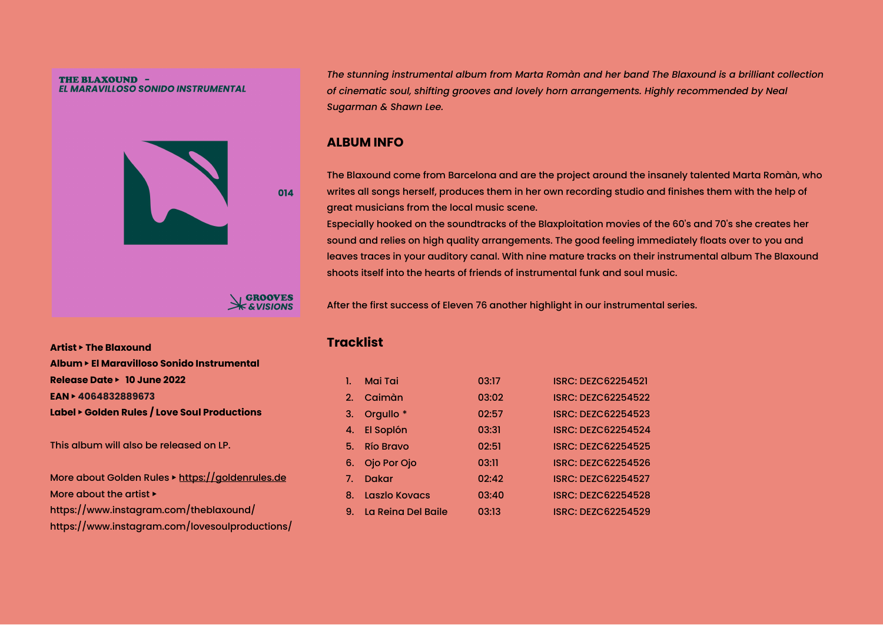THE BLAXOUND - EL MARAVILLOSO SONIDO INSTRUMENTAL

014

GROOVES & VISIONS

**Artist ▸ The Blaxound**
**Album ▸ El Maravilloso Sonido Instrumental**
**Release Date ▸ 10 June 2022**
**EAN ▸ 4064832889673**
**Label ▸ Golden Rules / Love Soul Productions**

This album will also be released on LP.

More about Golden Rules ▸ https://goldenrules.de
More about the artist ▸
https://www.instagram.com/theblaxound/
https://www.instagram.com/lovesoulproductions/

*The stunning instrumental album from Marta Romàn and her band The Blaxound is a brilliant collection of cinematic soul, shifting grooves and lovely horn arrangements. Highly recommended by Neal Sugarman & Shawn Lee.*

## ALBUM INFO

The Blaxound come from Barcelona and are the project around the insanely talented Marta Romàn, who writes all songs herself, produces them in her own recording studio and finishes them with the help of great musicians from the local music scene.
Especially hooked on the soundtracks of the Blaxploitation movies of the 60's and 70's she creates her sound and relies on high quality arrangements. The good feeling immediately floats over to you and leaves traces in your auditory canal. With nine mature tracks on their instrumental album The Blaxound shoots itself into the hearts of friends of instrumental funk and soul music.

After the first success of Eleven 76 another highlight in our instrumental series.

## Tracklist

| # | Title | Length | ISRC |
|---|---|---|---|
| 1. | Mai Tai | 03:17 | ISRC: DEZC62254521 |
| 2. | Caimàn | 03:02 | ISRC: DEZC62254522 |
| 3. | Orgullo * | 02:57 | ISRC: DEZC62254523 |
| 4. | El Soplón | 03:31 | ISRC: DEZC62254524 |
| 5. | Río Bravo | 02:51 | ISRC: DEZC62254525 |
| 6. | Ojo Por Ojo | 03:11 | ISRC: DEZC62254526 |
| 7. | Dakar | 02:42 | ISRC: DEZC62254527 |
| 8. | Laszlo Kovacs | 03:40 | ISRC: DEZC62254528 |
| 9. | La Reina Del Baile | 03:13 | ISRC: DEZC62254529 |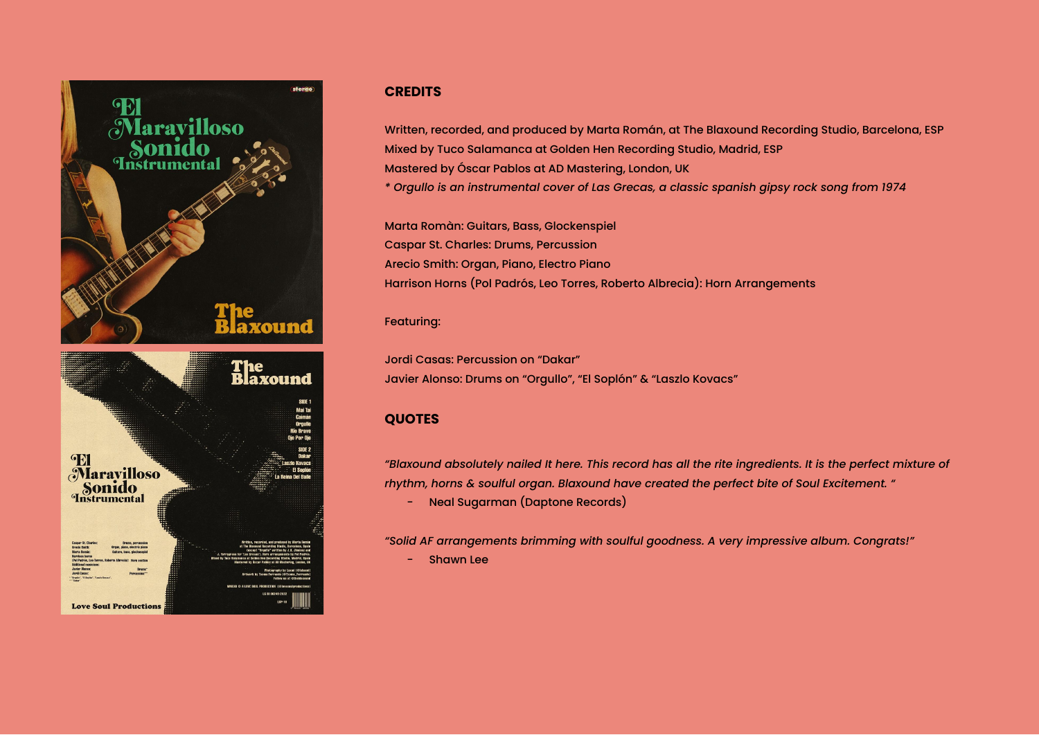## CREDITS

Written, recorded, and produced by Marta Román, at The Blaxound Recording Studio, Barcelona, ESP
Mixed by Tuco Salamanca at Golden Hen Recording Studio, Madrid, ESP
Mastered by Óscar Pablos at AD Mastering, London, UK
*\* Orgullo is an instrumental cover of Las Grecas, a classic spanish gipsy rock song from 1974*

Marta Romàn: Guitars, Bass, Glockenspiel
Caspar St. Charles: Drums, Percussion
Arecio Smith: Organ, Piano, Electro Piano
Harrison Horns (Pol Padrós, Leo Torres, Roberto Albrecia): Horn Arrangements

Featuring:

Jordi Casas: Percussion on "Dakar"
Javier Alonso: Drums on "Orgullo", "El Soplón" & "Laszlo Kovacs"

## QUOTES

*"Blaxound absolutely nailed It here. This record has all the rite ingredients. It is the perfect mixture of rhythm, horns & soulful organ. Blaxound have created the perfect bite of Soul Excitement. "*

- Neal Sugarman (Daptone Records)

*"Solid AF arrangements brimming with soulful goodness. A very impressive album. Congrats!"*

- Shawn Lee